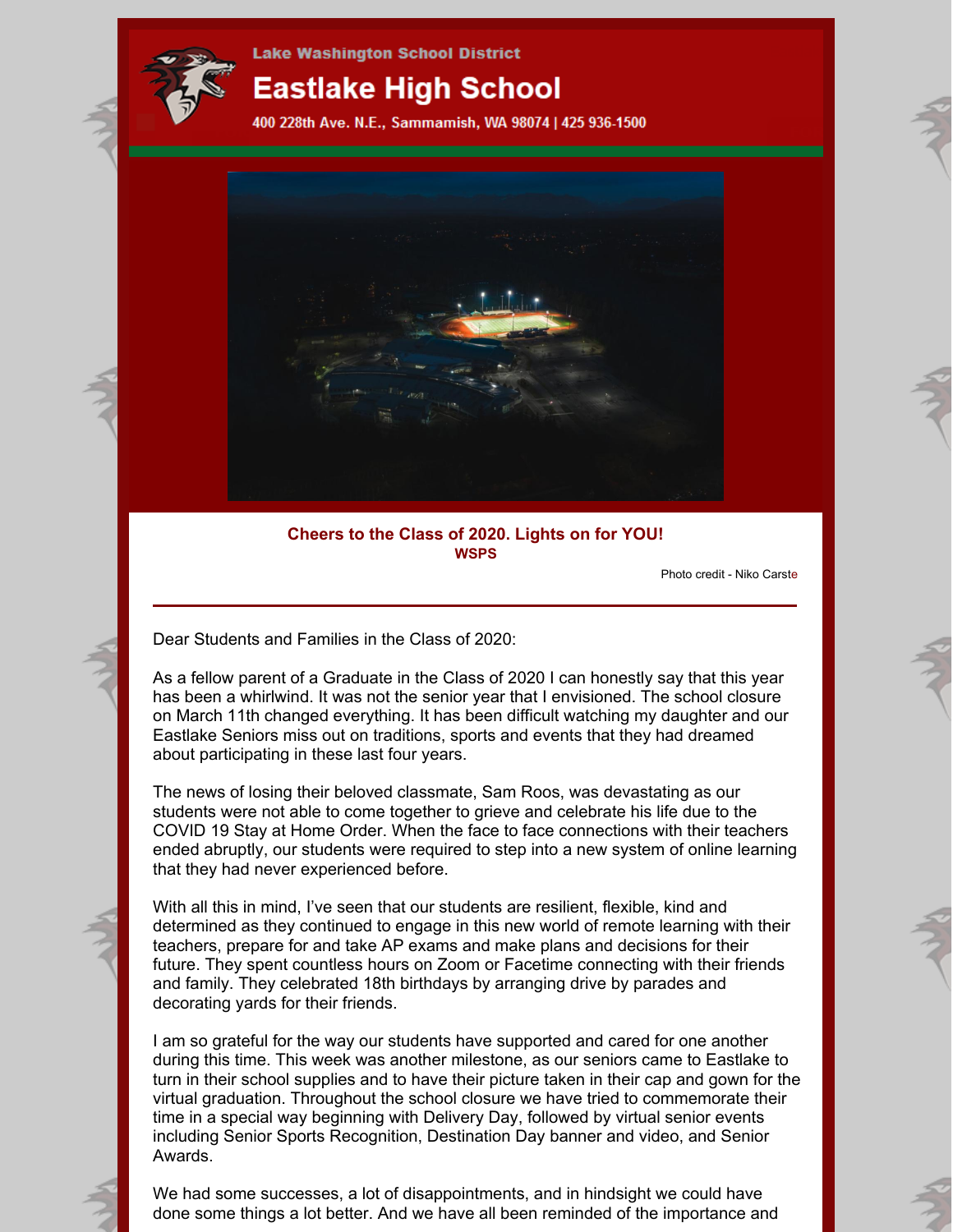Lake Washington School District

# Eastlake High School

400 228th Ave. N.E., Sammamish, WA 98074 | 425 936-1500

**Cheers to the Class of 2020. Lights on for YOU!**
**WSPS**

Photo credit - Niko Carste

---

Dear Students and Families in the Class of 2020:

As a fellow parent of a Graduate in the Class of 2020 I can honestly say that this year has been a whirlwind. It was not the senior year that I envisioned. The school closure on March 11th changed everything. It has been difficult watching my daughter and our Eastlake Seniors miss out on traditions, sports and events that they had dreamed about participating in these last four years.

The news of losing their beloved classmate, Sam Roos, was devastating as our students were not able to come together to grieve and celebrate his life due to the COVID 19 Stay at Home Order. When the face to face connections with their teachers ended abruptly, our students were required to step into a new system of online learning that they had never experienced before.

With all this in mind, I've seen that our students are resilient, flexible, kind and determined as they continued to engage in this new world of remote learning with their teachers, prepare for and take AP exams and make plans and decisions for their future. They spent countless hours on Zoom or Facetime connecting with their friends and family. They celebrated 18th birthdays by arranging drive by parades and decorating yards for their friends.

I am so grateful for the way our students have supported and cared for one another during this time. This week was another milestone, as our seniors came to Eastlake to turn in their school supplies and to have their picture taken in their cap and gown for the virtual graduation. Throughout the school closure we have tried to commemorate their time in a special way beginning with Delivery Day, followed by virtual senior events including Senior Sports Recognition, Destination Day banner and video, and Senior Awards.

We had some successes, a lot of disappointments, and in hindsight we could have done some things a lot better. And we have all been reminded of the importance and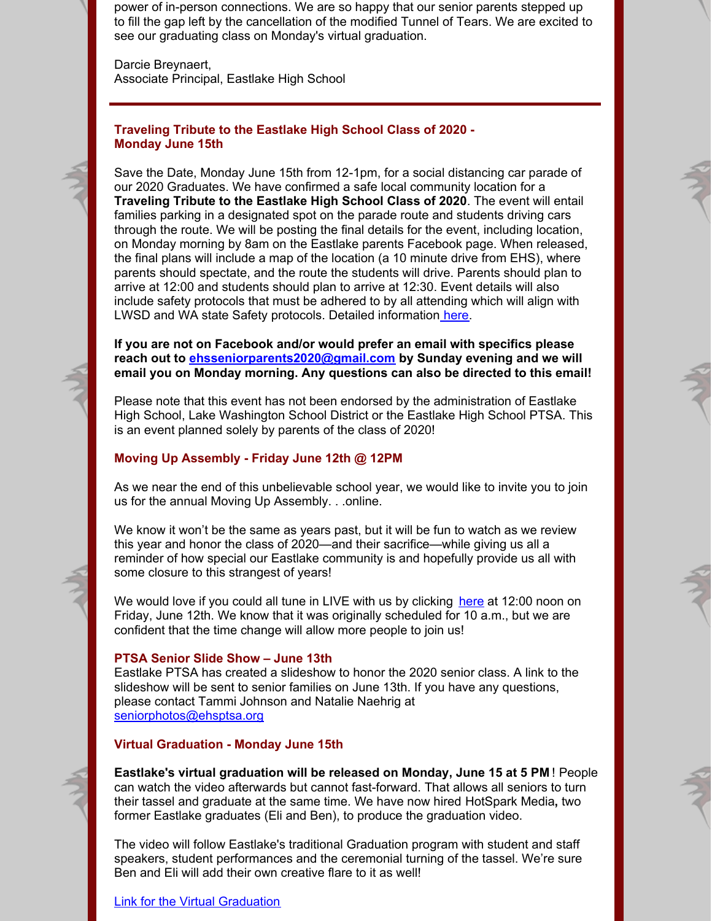power of in-person connections. We are so happy that our senior parents stepped up to fill the gap left by the cancellation of the modified Tunnel of Tears. We are excited to see our graduating class on Monday's virtual graduation.

Darcie Breynaert,
Associate Principal, Eastlake High School

---

### Traveling Tribute to the Eastlake High School Class of 2020 - Monday June 15th

Save the Date, Monday June 15th from 12-1pm, for a social distancing car parade of our 2020 Graduates. We have confirmed a safe local community location for a **Traveling Tribute to the Eastlake High School Class of 2020**. The event will entail families parking in a designated spot on the parade route and students driving cars through the route. We will be posting the final details for the event, including location, on Monday morning by 8am on the Eastlake parents Facebook page. When released, the final plans will include a map of the location (a 10 minute drive from EHS), where parents should spectate, and the route the students will drive. Parents should plan to arrive at 12:00 and students should plan to arrive at 12:30. Event details will also include safety protocols that must be adhered to by all attending which will align with LWSD and WA state Safety protocols. Detailed information here.

**If you are not on Facebook and/or would prefer an email with specifics please reach out to ehsseniorparents2020@gmail.com by Sunday evening and we will email you on Monday morning. Any questions can also be directed to this email!**

Please note that this event has not been endorsed by the administration of Eastlake High School, Lake Washington School District or the Eastlake High School PTSA. This is an event planned solely by parents of the class of 2020!

### Moving Up Assembly - Friday June 12th @ 12PM

As we near the end of this unbelievable school year, we would like to invite you to join us for the annual Moving Up Assembly. . .online.

We know it won't be the same as years past, but it will be fun to watch as we review this year and honor the class of 2020—and their sacrifice—while giving us all a reminder of how special our Eastlake community is and hopefully provide us all with some closure to this strangest of years!

We would love if you could all tune in LIVE with us by clicking here at 12:00 noon on Friday, June 12th. We know that it was originally scheduled for 10 a.m., but we are confident that the time change will allow more people to join us!

### PTSA Senior Slide Show – June 13th

Eastlake PTSA has created a slideshow to honor the 2020 senior class. A link to the slideshow will be sent to senior families on June 13th. If you have any questions, please contact Tammi Johnson and Natalie Naehrig at seniorphotos@ehsptsa.org

### Virtual Graduation - Monday June 15th

**Eastlake's virtual graduation will be released on Monday, June 15 at 5 PM**! People can watch the video afterwards but cannot fast-forward. That allows all seniors to turn their tassel and graduate at the same time. We have now hired HotSpark Media**,** two former Eastlake graduates (Eli and Ben), to produce the graduation video.

The video will follow Eastlake's traditional Graduation program with student and staff speakers, student performances and the ceremonial turning of the tassel. We're sure Ben and Eli will add their own creative flare to it as well!

Link for the Virtual Graduation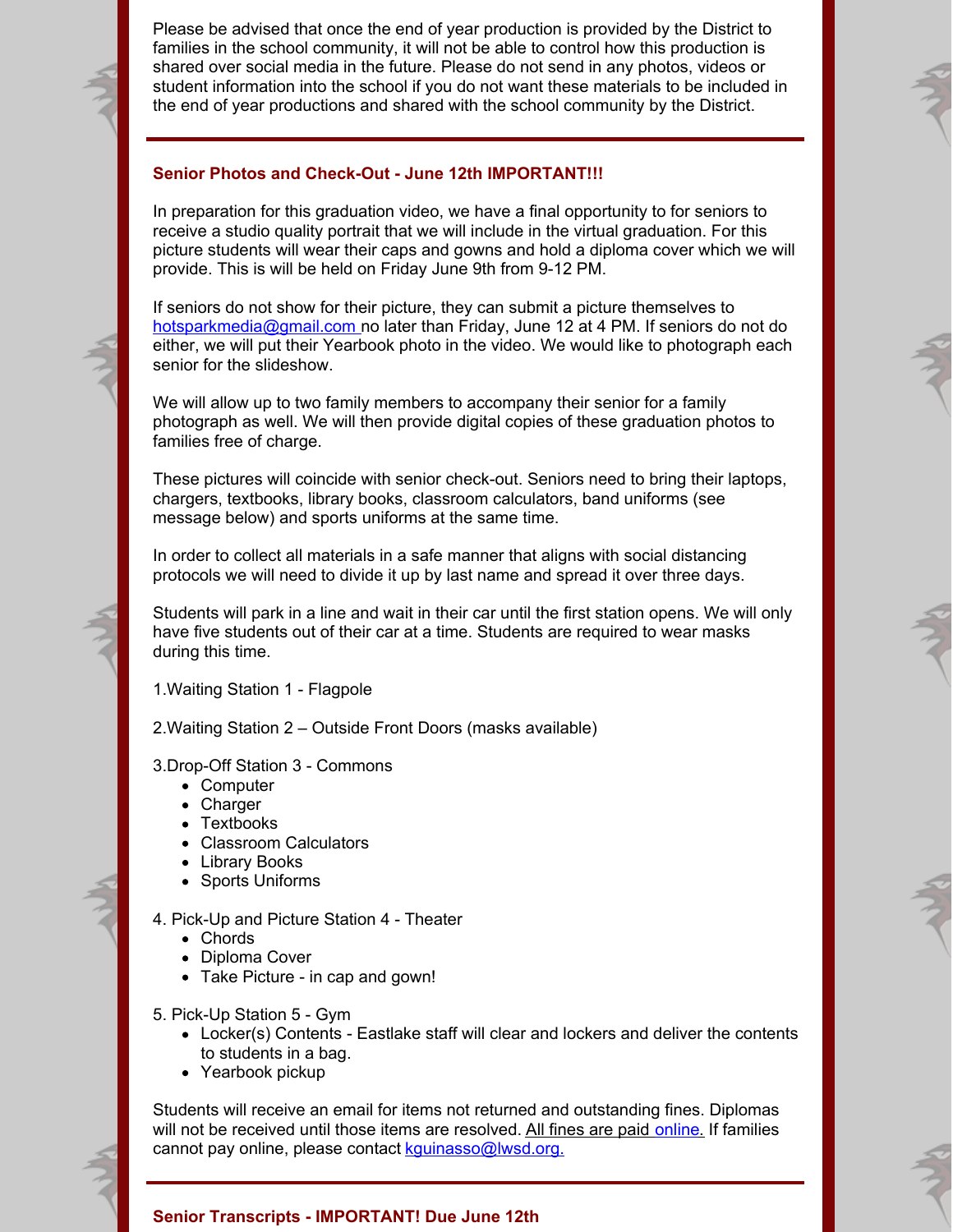Please be advised that once the end of year production is provided by the District to families in the school community, it will not be able to control how this production is shared over social media in the future. Please do not send in any photos, videos or student information into the school if you do not want these materials to be included in the end of year productions and shared with the school community by the District.

---

### Senior Photos and Check-Out - June 12th IMPORTANT!!!

In preparation for this graduation video, we have a final opportunity to for seniors to receive a studio quality portrait that we will include in the virtual graduation. For this picture students will wear their caps and gowns and hold a diploma cover which we will provide. This is will be held on Friday June 9th from 9-12 PM.

If seniors do not show for their picture, they can submit a picture themselves to hotsparkmedia@gmail.com no later than Friday, June 12 at 4 PM. If seniors do not do either, we will put their Yearbook photo in the video. We would like to photograph each senior for the slideshow.

We will allow up to two family members to accompany their senior for a family photograph as well. We will then provide digital copies of these graduation photos to families free of charge.

These pictures will coincide with senior check-out. Seniors need to bring their laptops, chargers, textbooks, library books, classroom calculators, band uniforms (see message below) and sports uniforms at the same time.

In order to collect all materials in a safe manner that aligns with social distancing protocols we will need to divide it up by last name and spread it over three days.

Students will park in a line and wait in their car until the first station opens. We will only have five students out of their car at a time. Students are required to wear masks during this time.

1.Waiting Station 1 - Flagpole

2.Waiting Station 2 – Outside Front Doors (masks available)

3.Drop-Off Station 3 - Commons
- Computer
- Charger
- Textbooks
- Classroom Calculators
- Library Books
- Sports Uniforms

4. Pick-Up and Picture Station 4 - Theater
- Chords
- Diploma Cover
- Take Picture - in cap and gown!

5. Pick-Up Station 5 - Gym
- Locker(s) Contents - Eastlake staff will clear and lockers and deliver the contents to students in a bag.
- Yearbook pickup

Students will receive an email for items not returned and outstanding fines. Diplomas will not be received until those items are resolved. All fines are paid online. If families cannot pay online, please contact kguinasso@lwsd.org.

---

### Senior Transcripts - IMPORTANT! Due June 12th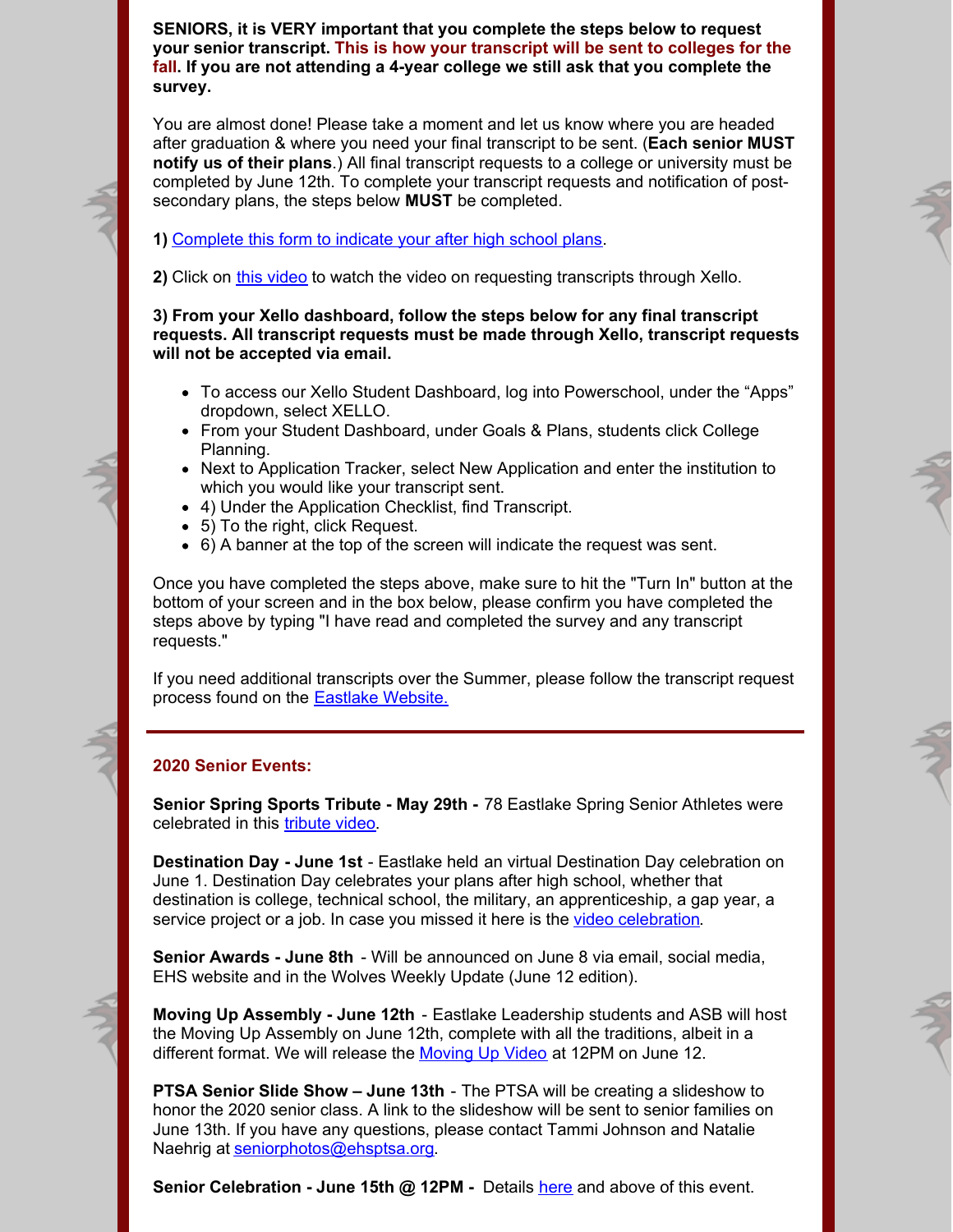**SENIORS, it is VERY important that you complete the steps below to request your senior transcript. This is how your transcript will be sent to colleges for the fall. If you are not attending a 4-year college we still ask that you complete the survey.**

You are almost done! Please take a moment and let us know where you are headed after graduation & where you need your final transcript to be sent. (**Each senior MUST notify us of their plans**.) All final transcript requests to a college or university must be completed by June 12th. To complete your transcript requests and notification of post-secondary plans, the steps below **MUST** be completed.

**1)** Complete this form to indicate your after high school plans.

**2)** Click on this video to watch the video on requesting transcripts through Xello.

**3) From your Xello dashboard, follow the steps below for any final transcript requests. All transcript requests must be made through Xello, transcript requests will not be accepted via email.**

- To access our Xello Student Dashboard, log into Powerschool, under the "Apps" dropdown, select XELLO.
- From your Student Dashboard, under Goals & Plans, students click College Planning.
- Next to Application Tracker, select New Application and enter the institution to which you would like your transcript sent.
- 4) Under the Application Checklist, find Transcript.
- 5) To the right, click Request.
- 6) A banner at the top of the screen will indicate the request was sent.

Once you have completed the steps above, make sure to hit the "Turn In" button at the bottom of your screen and in the box below, please confirm you have completed the steps above by typing "I have read and completed the survey and any transcript requests."

If you need additional transcripts over the Summer, please follow the transcript request process found on the Eastlake Website.

---

## 2020 Senior Events:

**Senior Spring Sports Tribute - May 29th -** 78 Eastlake Spring Senior Athletes were celebrated in this tribute video.

**Destination Day - June 1st** - Eastlake held an virtual Destination Day celebration on June 1. Destination Day celebrates your plans after high school, whether that destination is college, technical school, the military, an apprenticeship, a gap year, a service project or a job. In case you missed it here is the video celebration.

**Senior Awards - June 8th** - Will be announced on June 8 via email, social media, EHS website and in the Wolves Weekly Update (June 12 edition).

**Moving Up Assembly - June 12th** - Eastlake Leadership students and ASB will host the Moving Up Assembly on June 12th, complete with all the traditions, albeit in a different format. We will release the Moving Up Video at 12PM on June 12.

**PTSA Senior Slide Show – June 13th** - The PTSA will be creating a slideshow to honor the 2020 senior class. A link to the slideshow will be sent to senior families on June 13th. If you have any questions, please contact Tammi Johnson and Natalie Naehrig at seniorphotos@ehsptsa.org.

**Senior Celebration - June 15th @ 12PM -** Details here and above of this event.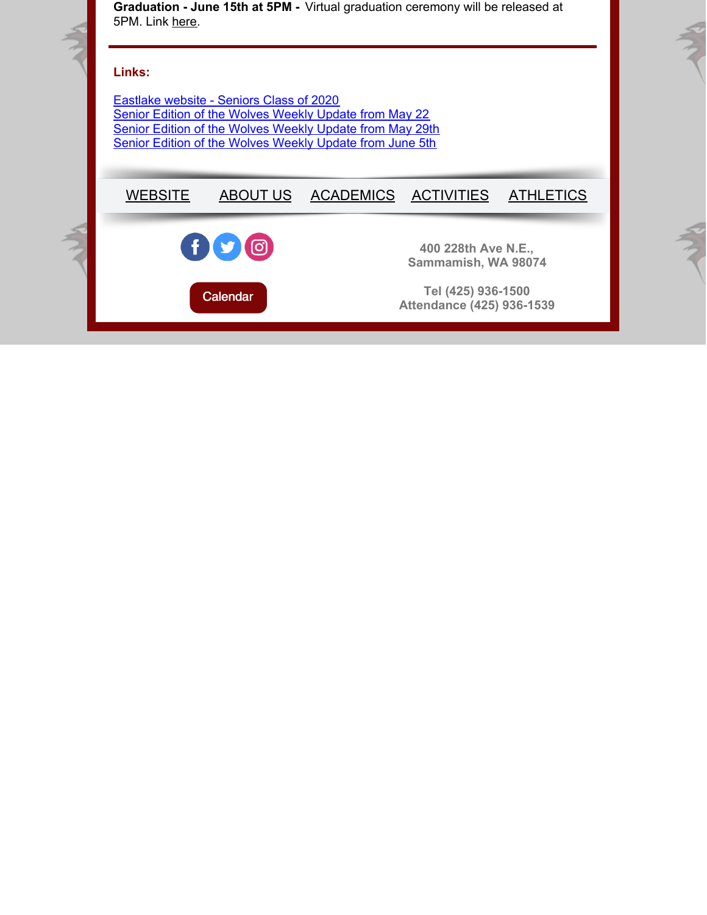**Graduation - June 15th at 5PM -** Virtual graduation ceremony will be released at 5PM. Link here.

---

**Links:**

Eastlake website - Seniors Class of 2020
Senior Edition of the Wolves Weekly Update from May 22
Senior Edition of the Wolves Weekly Update from May 29th
Senior Edition of the Wolves Weekly Update from June 5th

WEBSITE ABOUT US ACADEMICS ACTIVITIES ATHLETICS

Calendar

**400 228th Ave N.E.,**
**Sammamish, WA 98074**

**Tel (425) 936-1500**
**Attendance (425) 936-1539**